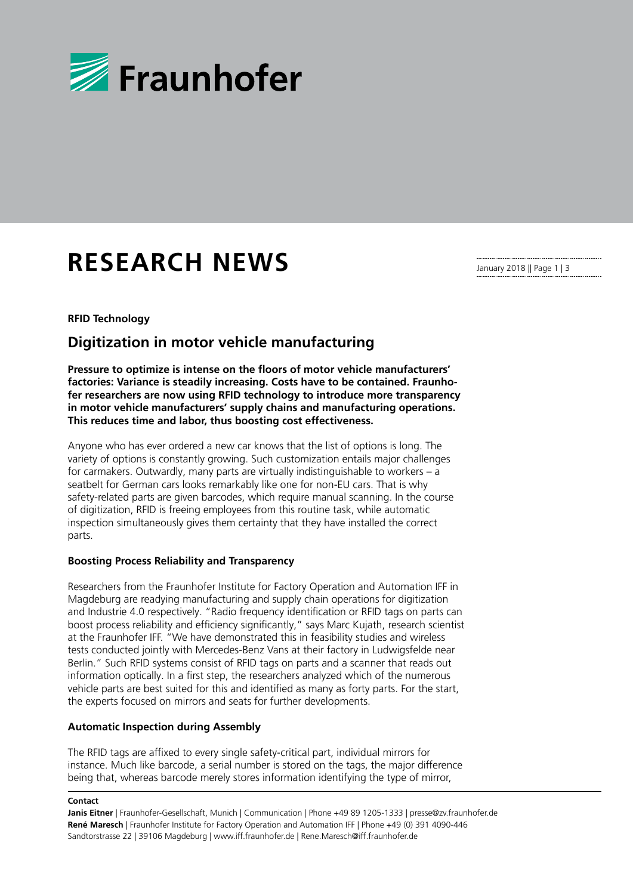# RESEARCH NEWS

**RFID Technology**

## Digitization in motor vehicle manufacturing

**Pressure to optimize is intense on the floors of motor vehicle manufacturers' factories: Variance is steadily increasing. Costs have to be contained. Fraunhofer researchers are now using RFID technology to introduce more transparency in motor vehicle manufacturers' supply chains and manufacturing operations. This reduces time and labor, thus boosting cost effectiveness.**

Anyone who has ever ordered a new car knows that the list of options is long. The variety of options is constantly growing. Such customization entails major challenges for carmakers. Outwardly, many parts are virtually indistinguishable to workers – a seatbelt for German cars looks remarkably like one for non-EU cars. That is why safety-related parts are given barcodes, which require manual scanning. In the course of digitization, RFID is freeing employees from this routine task, while automatic inspection simultaneously gives them certainty that they have installed the correct parts.

### Boosting Process Reliability and Transparency

Researchers from the Fraunhofer Institute for Factory Operation and Automation IFF in Magdeburg are readying manufacturing and supply chain operations for digitization and Industrie 4.0 respectively. "Radio frequency identification or RFID tags on parts can boost process reliability and efficiency significantly," says Marc Kujath, research scientist at the Fraunhofer IFF. "We have demonstrated this in feasibility studies and wireless tests conducted jointly with Mercedes-Benz Vans at their factory in Ludwigsfelde near Berlin." Such RFID systems consist of RFID tags on parts and a scanner that reads out information optically. In a first step, the researchers analyzed which of the numerous vehicle parts are best suited for this and identified as many as forty parts. For the start, the experts focused on mirrors and seats for further developments.

### Automatic Inspection during Assembly

The RFID tags are affixed to every single safety-critical part, individual mirrors for instance. Much like barcode, a serial number is stored on the tags, the major difference being that, whereas barcode merely stores information identifying the type of mirror,

**Contact**

**Janis Eitner** | Fraunhofer-Gesellschaft, Munich | Communication | Phone +49 89 1205-1333 | presse@zv.fraunhofer.de
**René Maresch** | Fraunhofer Institute for Factory Operation and Automation IFF | Phone +49 (0) 391 4090-446
Sandtorstrasse 22 | 39106 Magdeburg | www.iff.fraunhofer.de | Rene.Maresch@iff.fraunhofer.de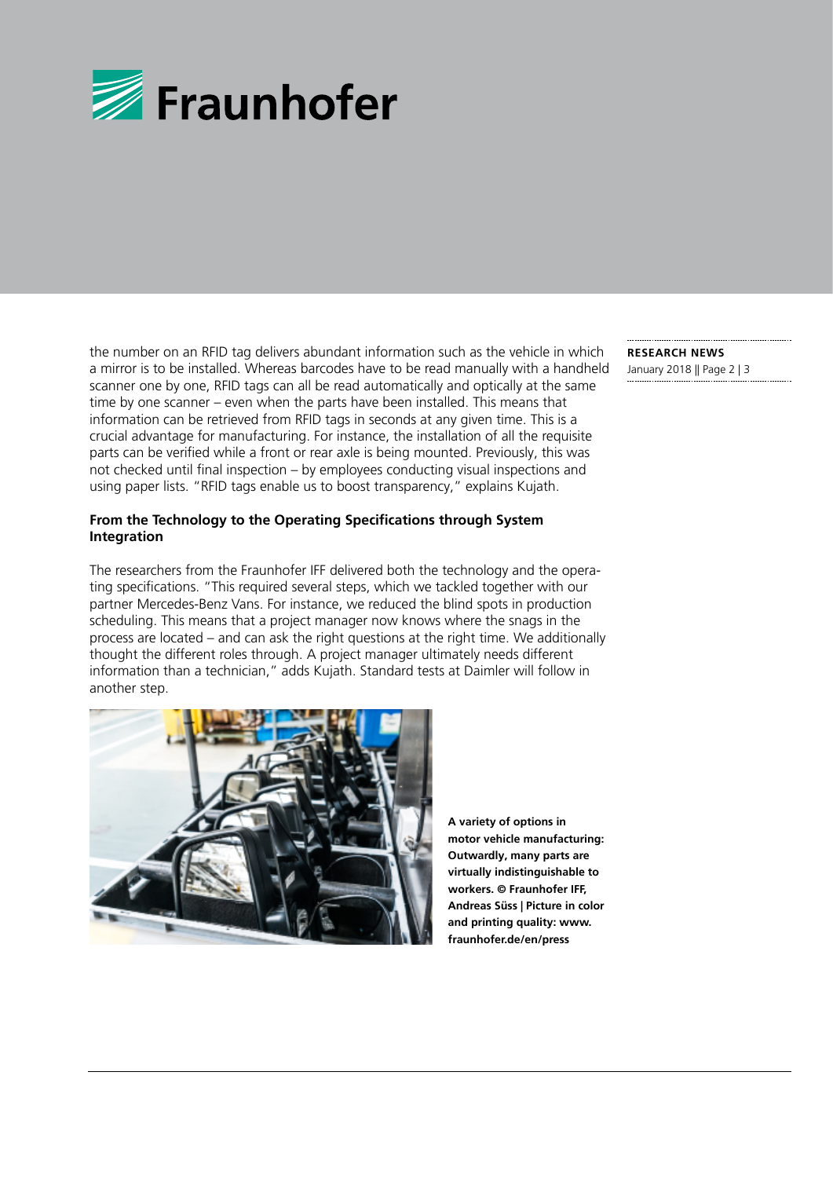the number on an RFID tag delivers abundant information such as the vehicle in which a mirror is to be installed. Whereas barcodes have to be read manually with a handheld scanner one by one, RFID tags can all be read automatically and optically at the same time by one scanner – even when the parts have been installed. This means that information can be retrieved from RFID tags in seconds at any given time. This is a crucial advantage for manufacturing. For instance, the installation of all the requisite parts can be verified while a front or rear axle is being mounted. Previously, this was not checked until final inspection – by employees conducting visual inspections and using paper lists. "RFID tags enable us to boost transparency," explains Kujath.

**From the Technology to the Operating Specifications through System Integration**

The researchers from the Fraunhofer IFF delivered both the technology and the operating specifications. "This required several steps, which we tackled together with our partner Mercedes-Benz Vans. For instance, we reduced the blind spots in production scheduling. This means that a project manager now knows where the snags in the process are located – and can ask the right questions at the right time. We additionally thought the different roles through. A project manager ultimately needs different information than a technician," adds Kujath. Standard tests at Daimler will follow in another step.

**A variety of options in motor vehicle manufacturing: Outwardly, many parts are virtually indistinguishable to workers. © Fraunhofer IFF, Andreas Süss | Picture in color and printing quality: www.fraunhofer.de/en/press**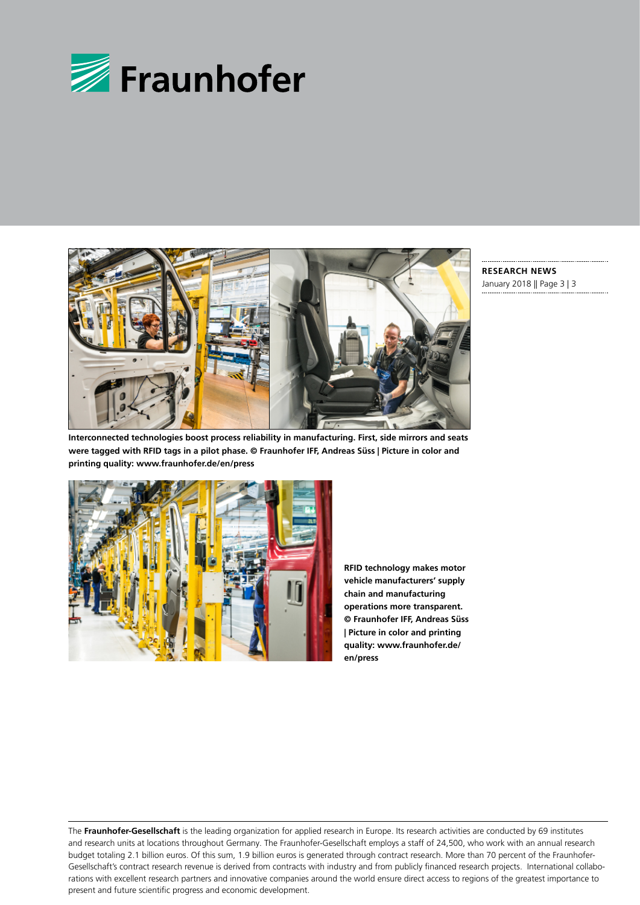**Interconnected technologies boost process reliability in manufacturing. First, side mirrors and seats were tagged with RFID tags in a pilot phase. © Fraunhofer IFF, Andreas Süss | Picture in color and printing quality: www.fraunhofer.de/en/press**

**RFID technology makes motor vehicle manufacturers' supply chain and manufacturing operations more transparent. © Fraunhofer IFF, Andreas Süss | Picture in color and printing quality: www.fraunhofer.de/en/press**

The **Fraunhofer-Gesellschaft** is the leading organization for applied research in Europe. Its research activities are conducted by 69 institutes and research units at locations throughout Germany. The Fraunhofer-Gesellschaft employs a staff of 24,500, who work with an annual research budget totaling 2.1 billion euros. Of this sum, 1.9 billion euros is generated through contract research. More than 70 percent of the Fraunhofer-Gesellschaft's contract research revenue is derived from contracts with industry and from publicly financed research projects. International collaborations with excellent research partners and innovative companies around the world ensure direct access to regions of the greatest importance to present and future scientific progress and economic development.